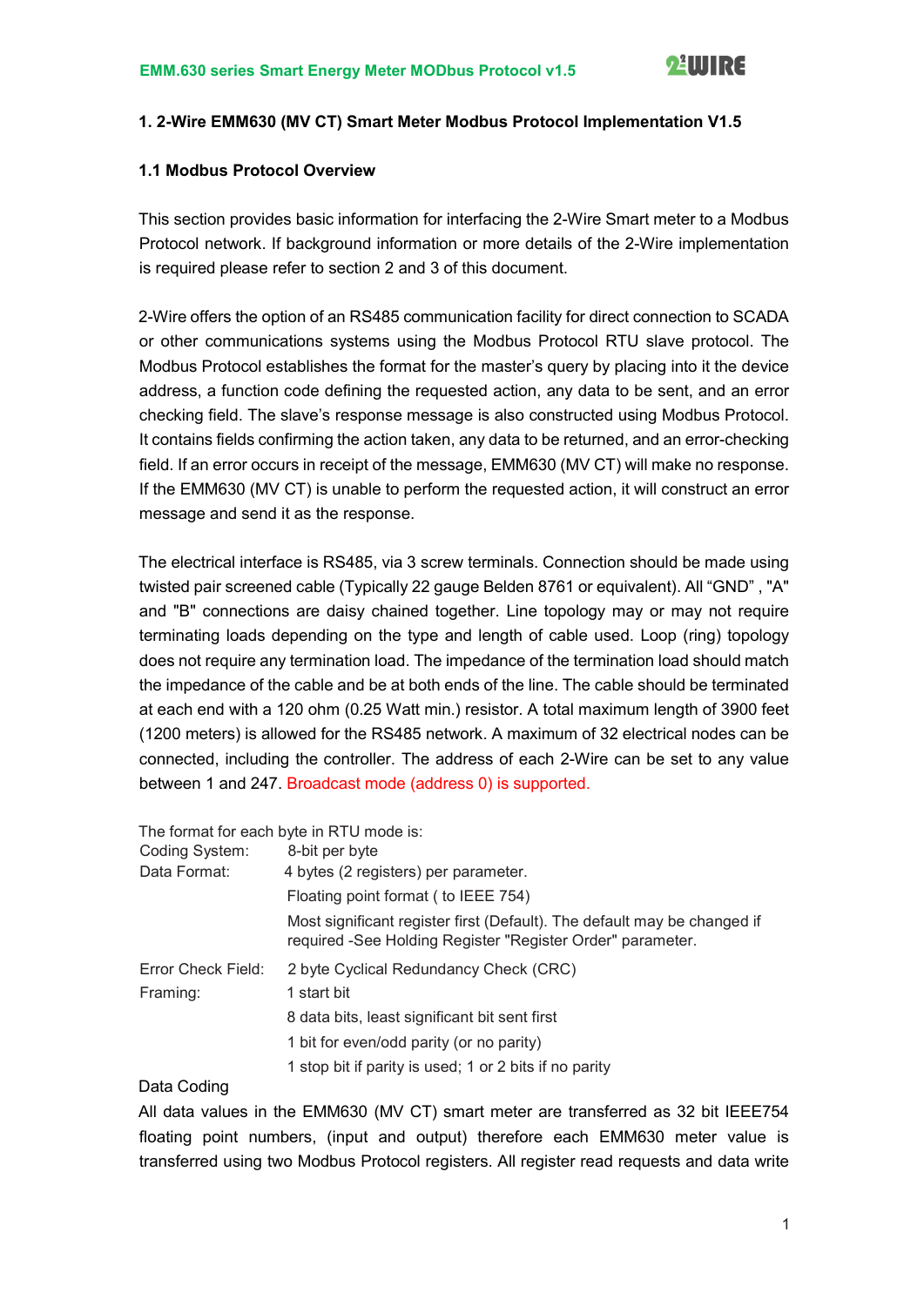## 1. 2-Wire EMM630 (MV CT) Smart Meter Modbus Protocol Implementation V1.5

### 1.1 Modbus Protocol Overview

This section provides basic information for interfacing the 2-Wire Smart meter to a Modbus Protocol network. If background information or more details of the 2-Wire implementation is required please refer to section 2 and 3 of this document.

2-Wire offers the option of an RS485 communication facility for direct connection to SCADA or other communications systems using the Modbus Protocol RTU slave protocol. The Modbus Protocol establishes the format for the master's query by placing into it the device address, a function code defining the requested action, any data to be sent, and an error checking field. The slave's response message is also constructed using Modbus Protocol. It contains fields confirming the action taken, any data to be returned, and an error-checking field. If an error occurs in receipt of the message, EMM630 (MV CT) will make no response. If the EMM630 (MV CT) is unable to perform the requested action, it will construct an error message and send it as the response.

The electrical interface is RS485, via 3 screw terminals. Connection should be made using twisted pair screened cable (Typically 22 gauge Belden 8761 or equivalent). All "GND" , "A" and "B" connections are daisy chained together. Line topology may or may not require terminating loads depending on the type and length of cable used. Loop (ring) topology does not require any termination load. The impedance of the termination load should match the impedance of the cable and be at both ends of the line. The cable should be terminated at each end with a 120 ohm (0.25 Watt min.) resistor. A total maximum length of 3900 feet (1200 meters) is allowed for the RS485 network. A maximum of 32 electrical nodes can be connected, including the controller. The address of each 2-Wire can be set to any value between 1 and 247. Broadcast mode (address 0) is supported.

The format for each byte in RTU mode is:

| | |
|---|---|
| Coding System: | 8-bit per byte |
| Data Format: | 4 bytes (2 registers) per parameter. |
| | Floating point format ( to IEEE 754) |
| | Most significant register first (Default). The default may be changed if required -See Holding Register "Register Order" parameter. |
| Error Check Field: | 2 byte Cyclical Redundancy Check (CRC) |
| Framing: | 1 start bit |
| | 8 data bits, least significant bit sent first |
| | 1 bit for even/odd parity (or no parity) |
| | 1 stop bit if parity is used; 1 or 2 bits if no parity |

Data Coding

All data values in the EMM630 (MV CT) smart meter are transferred as 32 bit IEEE754 floating point numbers, (input and output) therefore each EMM630 meter value is transferred using two Modbus Protocol registers. All register read requests and data write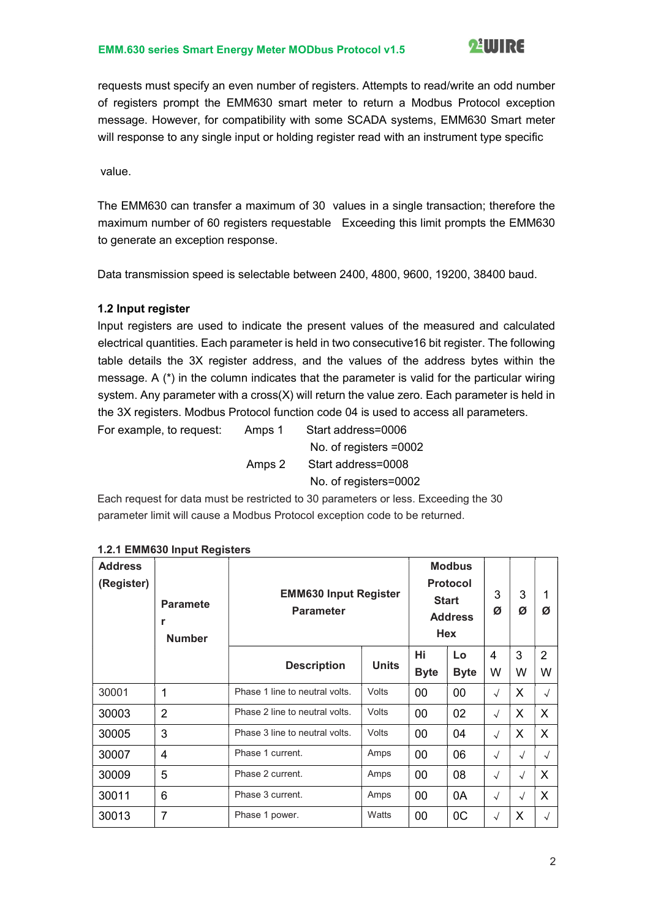requests must specify an even number of registers. Attempts to read/write an odd number of registers prompt the EMM630 smart meter to return a Modbus Protocol exception message. However, for compatibility with some SCADA systems, EMM630 Smart meter will response to any single input or holding register read with an instrument type specific

value.

The EMM630 can transfer a maximum of 30 values in a single transaction; therefore the maximum number of 60 registers requestable Exceeding this limit prompts the EMM630 to generate an exception response.

Data transmission speed is selectable between 2400, 4800, 9600, 19200, 38400 baud.

### 1.2 Input register

Input registers are used to indicate the present values of the measured and calculated electrical quantities. Each parameter is held in two consecutive16 bit register. The following table details the 3X register address, and the values of the address bytes within the message. A (*) in the column indicates that the parameter is valid for the particular wiring system. Any parameter with a cross(X) will return the value zero. Each parameter is held in the 3X registers. Modbus Protocol function code 04 is used to access all parameters.

For example, to request: Amps 1 Start address=0006
No. of registers =0002
Amps 2 Start address=0008
No. of registers=0002

Each request for data must be restricted to 30 parameters or less. Exceeding the 30 parameter limit will cause a Modbus Protocol exception code to be returned.

#### 1.2.1 EMM630 Input Registers

| Address (Register) | Parameter Number | EMM630 Input Register Parameter | | Modbus Protocol Start Address Hex | | 3 Ø | 3 Ø | 1 Ø |
|---|---|---|---|---|---|---|---|---|
| | | Description | Units | Hi Byte | Lo Byte | 4 W | 3 W | 2 W |
| 30001 | 1 | Phase 1 line to neutral volts. | Volts | 00 | 00 | √ | X | √ |
| 30003 | 2 | Phase 2 line to neutral volts. | Volts | 00 | 02 | √ | X | X |
| 30005 | 3 | Phase 3 line to neutral volts. | Volts | 00 | 04 | √ | X | X |
| 30007 | 4 | Phase 1 current. | Amps | 00 | 06 | √ | √ | √ |
| 30009 | 5 | Phase 2 current. | Amps | 00 | 08 | √ | √ | X |
| 30011 | 6 | Phase 3 current. | Amps | 00 | 0A | √ | √ | X |
| 30013 | 7 | Phase 1 power. | Watts | 00 | 0C | √ | X | √ |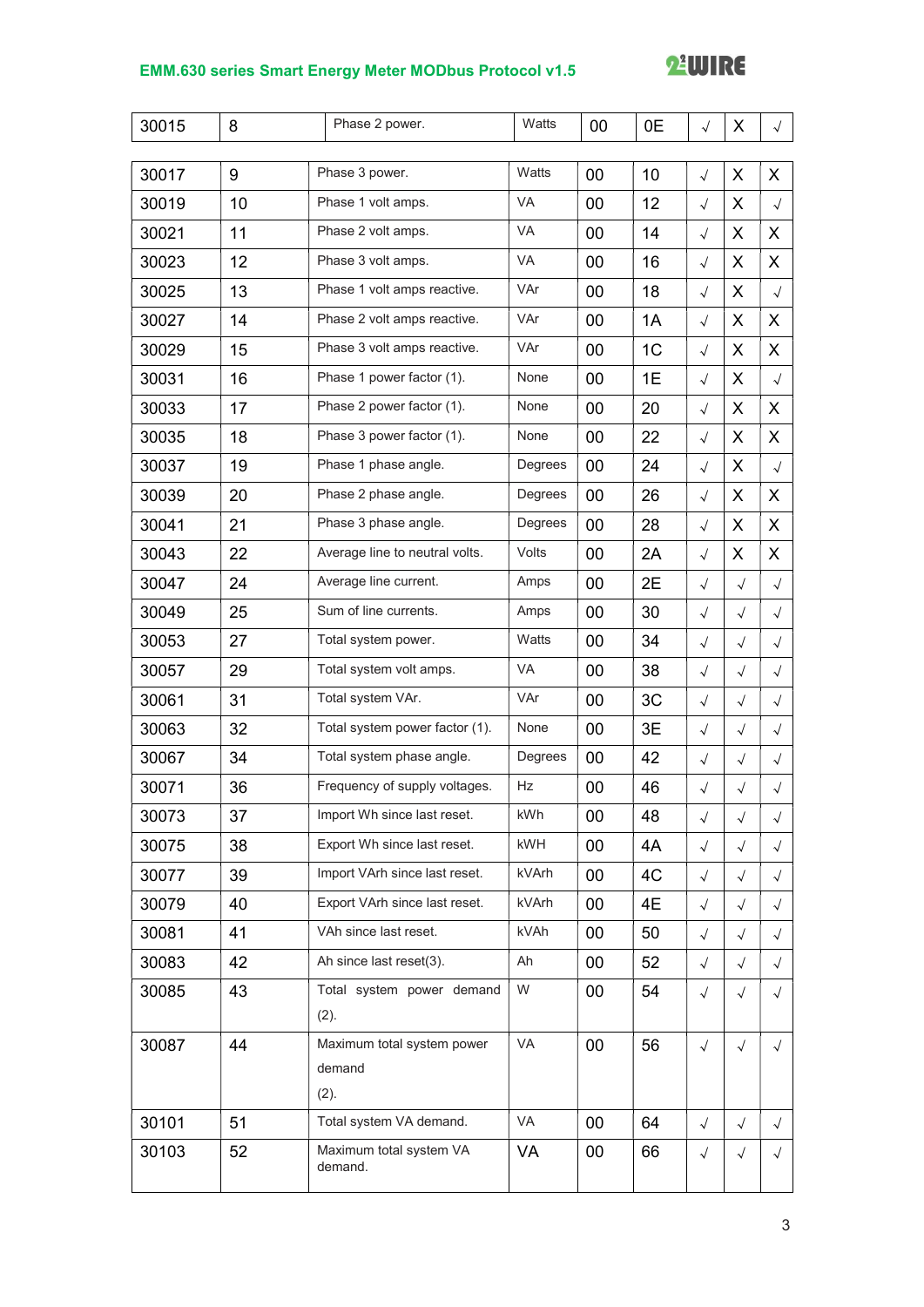| | | | | | | | | |
|---|---|---|---|---|---|---|---|---|
| 30015 | 8 | Phase 2 power. | Watts | 00 | 0E | √ | X | √ |
| 30017 | 9 | Phase 3 power. | Watts | 00 | 10 | √ | X | X |
| 30019 | 10 | Phase 1 volt amps. | VA | 00 | 12 | √ | X | √ |
| 30021 | 11 | Phase 2 volt amps. | VA | 00 | 14 | √ | X | X |
| 30023 | 12 | Phase 3 volt amps. | VA | 00 | 16 | √ | X | X |
| 30025 | 13 | Phase 1 volt amps reactive. | VAr | 00 | 18 | √ | X | √ |
| 30027 | 14 | Phase 2 volt amps reactive. | VAr | 00 | 1A | √ | X | X |
| 30029 | 15 | Phase 3 volt amps reactive. | VAr | 00 | 1C | √ | X | X |
| 30031 | 16 | Phase 1 power factor (1). | None | 00 | 1E | √ | X | √ |
| 30033 | 17 | Phase 2 power factor (1). | None | 00 | 20 | √ | X | X |
| 30035 | 18 | Phase 3 power factor (1). | None | 00 | 22 | √ | X | X |
| 30037 | 19 | Phase 1 phase angle. | Degrees | 00 | 24 | √ | X | √ |
| 30039 | 20 | Phase 2 phase angle. | Degrees | 00 | 26 | √ | X | X |
| 30041 | 21 | Phase 3 phase angle. | Degrees | 00 | 28 | √ | X | X |
| 30043 | 22 | Average line to neutral volts. | Volts | 00 | 2A | √ | X | X |
| 30047 | 24 | Average line current. | Amps | 00 | 2E | √ | √ | √ |
| 30049 | 25 | Sum of line currents. | Amps | 00 | 30 | √ | √ | √ |
| 30053 | 27 | Total system power. | Watts | 00 | 34 | √ | √ | √ |
| 30057 | 29 | Total system volt amps. | VA | 00 | 38 | √ | √ | √ |
| 30061 | 31 | Total system VAr. | VAr | 00 | 3C | √ | √ | √ |
| 30063 | 32 | Total system power factor (1). | None | 00 | 3E | √ | √ | √ |
| 30067 | 34 | Total system phase angle. | Degrees | 00 | 42 | √ | √ | √ |
| 30071 | 36 | Frequency of supply voltages. | Hz | 00 | 46 | √ | √ | √ |
| 30073 | 37 | Import Wh since last reset. | kWh | 00 | 48 | √ | √ | √ |
| 30075 | 38 | Export Wh since last reset. | kWH | 00 | 4A | √ | √ | √ |
| 30077 | 39 | Import VArh since last reset. | kVArh | 00 | 4C | √ | √ | √ |
| 30079 | 40 | Export VArh since last reset. | kVArh | 00 | 4E | √ | √ | √ |
| 30081 | 41 | VAh since last reset. | kVAh | 00 | 50 | √ | √ | √ |
| 30083 | 42 | Ah since last reset(3). | Ah | 00 | 52 | √ | √ | √ |
| 30085 | 43 | Total system power demand (2). | W | 00 | 54 | √ | √ | √ |
| 30087 | 44 | Maximum total system power demand (2). | VA | 00 | 56 | √ | √ | √ |
| 30101 | 51 | Total system VA demand. | VA | 00 | 64 | √ | √ | √ |
| 30103 | 52 | Maximum total system VA demand. | VA | 00 | 66 | √ | √ | √ |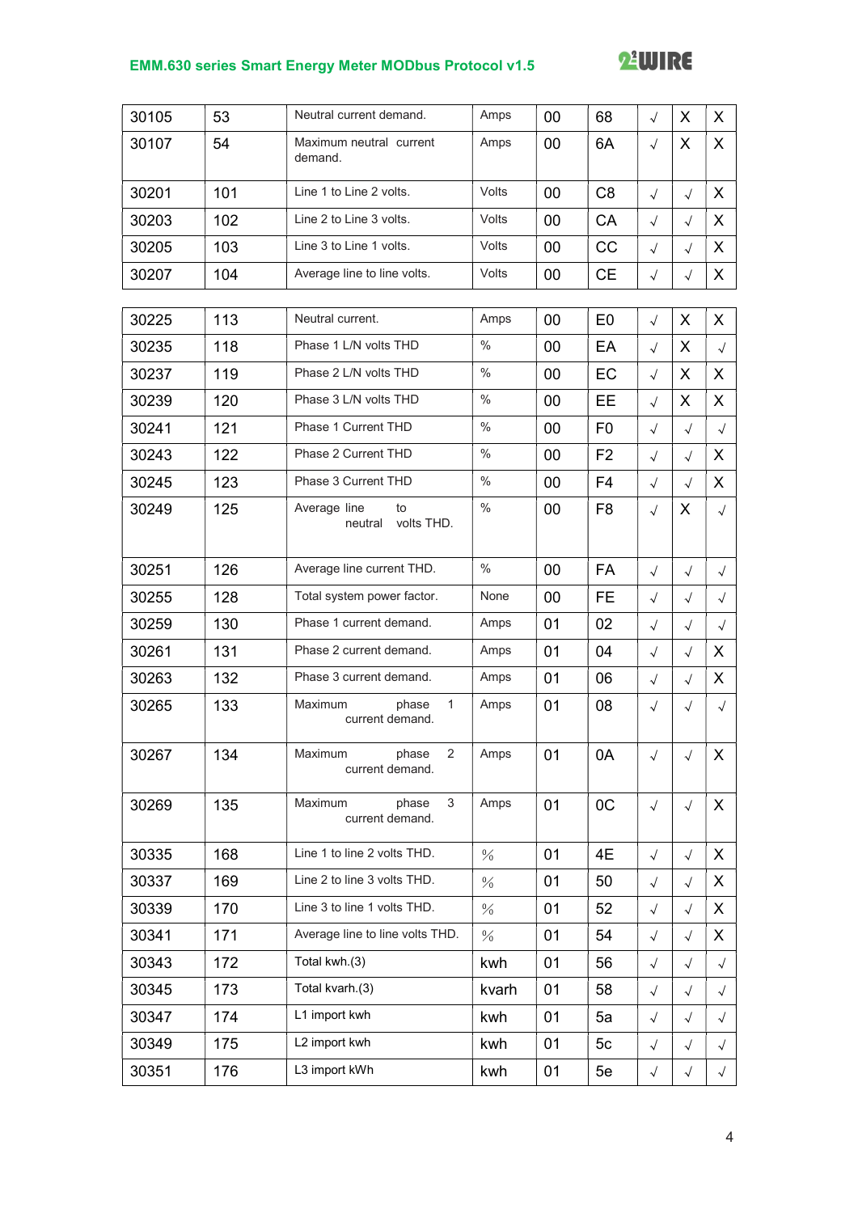| 30105 | 53 | Neutral current demand. | Amps | 00 | 68 | √ | X | X |
|---|---|---|---|---|---|---|---|---|
| 30107 | 54 | Maximum neutral current demand. | Amps | 00 | 6A | √ | X | X |
| 30201 | 101 | Line 1 to Line 2 volts. | Volts | 00 | C8 | √ | √ | X |
| 30203 | 102 | Line 2 to Line 3 volts. | Volts | 00 | CA | √ | √ | X |
| 30205 | 103 | Line 3 to Line 1 volts. | Volts | 00 | CC | √ | √ | X |
| 30207 | 104 | Average line to line volts. | Volts | 00 | CE | √ | √ | X |
| 30225 | 113 | Neutral current. | Amps | 00 | E0 | √ | X | X |
| 30235 | 118 | Phase 1 L/N volts THD | % | 00 | EA | √ | X | √ |
| 30237 | 119 | Phase 2 L/N volts THD | % | 00 | EC | √ | X | X |
| 30239 | 120 | Phase 3 L/N volts THD | % | 00 | EE | √ | X | X |
| 30241 | 121 | Phase 1 Current THD | % | 00 | F0 | √ | √ | √ |
| 30243 | 122 | Phase 2 Current THD | % | 00 | F2 | √ | √ | X |
| 30245 | 123 | Phase 3 Current THD | % | 00 | F4 | √ | √ | X |
| 30249 | 125 | Average line to neutral volts THD. | % | 00 | F8 | √ | X | √ |
| 30251 | 126 | Average line current THD. | % | 00 | FA | √ | √ | √ |
| 30255 | 128 | Total system power factor. | None | 00 | FE | √ | √ | √ |
| 30259 | 130 | Phase 1 current demand. | Amps | 01 | 02 | √ | √ | √ |
| 30261 | 131 | Phase 2 current demand. | Amps | 01 | 04 | √ | √ | X |
| 30263 | 132 | Phase 3 current demand. | Amps | 01 | 06 | √ | √ | X |
| 30265 | 133 | Maximum phase 1 current demand. | Amps | 01 | 08 | √ | √ | √ |
| 30267 | 134 | Maximum phase 2 current demand. | Amps | 01 | 0A | √ | √ | X |
| 30269 | 135 | Maximum phase 3 current demand. | Amps | 01 | 0C | √ | √ | X |
| 30335 | 168 | Line 1 to line 2 volts THD. | % | 01 | 4E | √ | √ | X |
| 30337 | 169 | Line 2 to line 3 volts THD. | % | 01 | 50 | √ | √ | X |
| 30339 | 170 | Line 3 to line 1 volts THD. | % | 01 | 52 | √ | √ | X |
| 30341 | 171 | Average line to line volts THD. | % | 01 | 54 | √ | √ | X |
| 30343 | 172 | Total kwh.(3) | kwh | 01 | 56 | √ | √ | √ |
| 30345 | 173 | Total kvarh.(3) | kvarh | 01 | 58 | √ | √ | √ |
| 30347 | 174 | L1 import kwh | kwh | 01 | 5a | √ | √ | √ |
| 30349 | 175 | L2 import kwh | kwh | 01 | 5c | √ | √ | √ |
| 30351 | 176 | L3 import kWh | kwh | 01 | 5e | √ | √ | √ |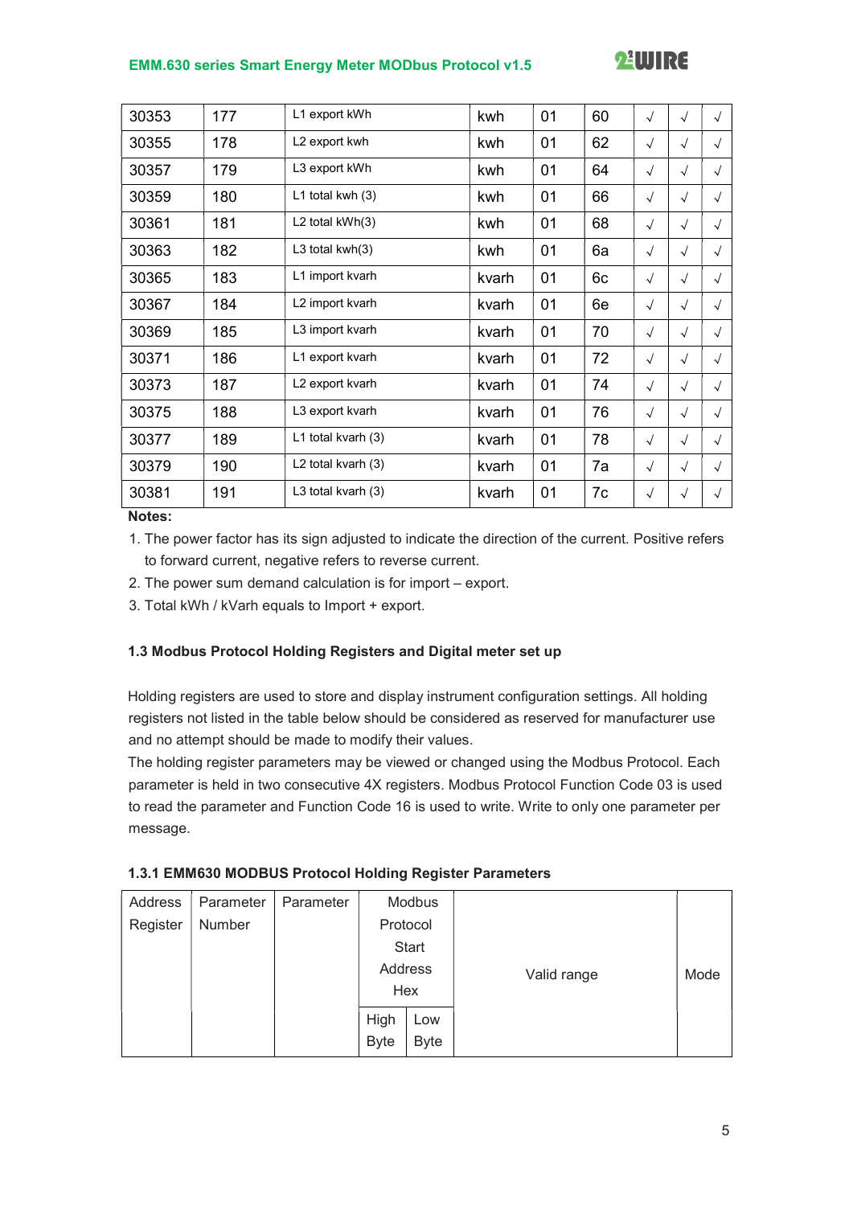| | | | | | | | | |
|---|---|---|---|---|---|---|---|---|
| 30353 | 177 | L1 export kWh | kwh | 01 | 60 | √ | √ | √ |
| 30355 | 178 | L2 export kwh | kwh | 01 | 62 | √ | √ | √ |
| 30357 | 179 | L3 export kWh | kwh | 01 | 64 | √ | √ | √ |
| 30359 | 180 | L1 total kwh (3) | kwh | 01 | 66 | √ | √ | √ |
| 30361 | 181 | L2 total kWh(3) | kwh | 01 | 68 | √ | √ | √ |
| 30363 | 182 | L3 total kwh(3) | kwh | 01 | 6a | √ | √ | √ |
| 30365 | 183 | L1 import kvarh | kvarh | 01 | 6c | √ | √ | √ |
| 30367 | 184 | L2 import kvarh | kvarh | 01 | 6e | √ | √ | √ |
| 30369 | 185 | L3 import kvarh | kvarh | 01 | 70 | √ | √ | √ |
| 30371 | 186 | L1 export kvarh | kvarh | 01 | 72 | √ | √ | √ |
| 30373 | 187 | L2 export kvarh | kvarh | 01 | 74 | √ | √ | √ |
| 30375 | 188 | L3 export kvarh | kvarh | 01 | 76 | √ | √ | √ |
| 30377 | 189 | L1 total kvarh (3) | kvarh | 01 | 78 | √ | √ | √ |
| 30379 | 190 | L2 total kvarh (3) | kvarh | 01 | 7a | √ | √ | √ |
| 30381 | 191 | L3 total kvarh (3) | kvarh | 01 | 7c | √ | √ | √ |

**Notes:**

1. The power factor has its sign adjusted to indicate the direction of the current. Positive refers to forward current, negative refers to reverse current.
2. The power sum demand calculation is for import – export.
3. Total kWh / kVarh equals to Import + export.

### 1.3 Modbus Protocol Holding Registers and Digital meter set up

Holding registers are used to store and display instrument configuration settings. All holding registers not listed in the table below should be considered as reserved for manufacturer use and no attempt should be made to modify their values.

The holding register parameters may be viewed or changed using the Modbus Protocol. Each parameter is held in two consecutive 4X registers. Modbus Protocol Function Code 03 is used to read the parameter and Function Code 16 is used to write. Write to only one parameter per message.

#### 1.3.1 EMM630 MODBUS Protocol Holding Register Parameters

| Address Register | Parameter Number | Parameter | Modbus Protocol Start Address Hex | | Valid range | Mode |
|---|---|---|---|---|---|---|
| | | | High Byte | Low Byte | | |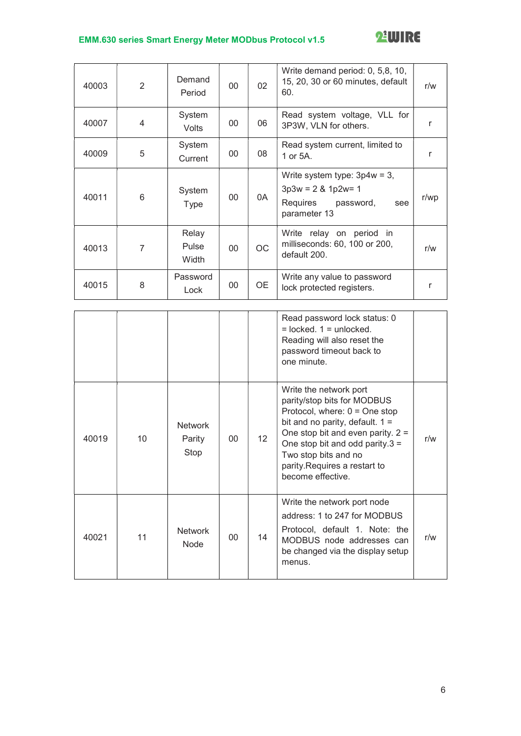| 40003 | 2 | Demand Period | 00 | 02 | Write demand period: 0, 5,8, 10, 15, 20, 30 or 60 minutes, default 60. | r/w |
|---|---|---|---|---|---|---|
| 40007 | 4 | System Volts | 00 | 06 | Read system voltage, VLL for 3P3W, VLN for others. | r |
| 40009 | 5 | System Current | 00 | 08 | Read system current, limited to 1 or 5A. | r |
| 40011 | 6 | System Type | 00 | 0A | Write system type: 3p4w = 3, 3p3w = 2 & 1p2w= 1 Requires password, see parameter 13 | r/wp |
| 40013 | 7 | Relay Pulse Width | 00 | OC | Write relay on period in milliseconds: 60, 100 or 200, default 200. | r/w |
| 40015 | 8 | Password Lock | 00 | OE | Write any value to password lock protected registers. | r |
| | | | | | Read password lock status: 0 = locked. 1 = unlocked. Reading will also reset the password timeout back to one minute. | |
| 40019 | 10 | Network Parity Stop | 00 | 12 | Write the network port parity/stop bits for MODBUS Protocol, where: 0 = One stop bit and no parity, default. 1 = One stop bit and even parity. 2 = One stop bit and odd parity.3 = Two stop bits and no parity.Requires a restart to become effective. | r/w |
| 40021 | 11 | Network Node | 00 | 14 | Write the network port node address: 1 to 247 for MODBUS Protocol, default 1. Note: the MODBUS node addresses can be changed via the display setup menus. | r/w |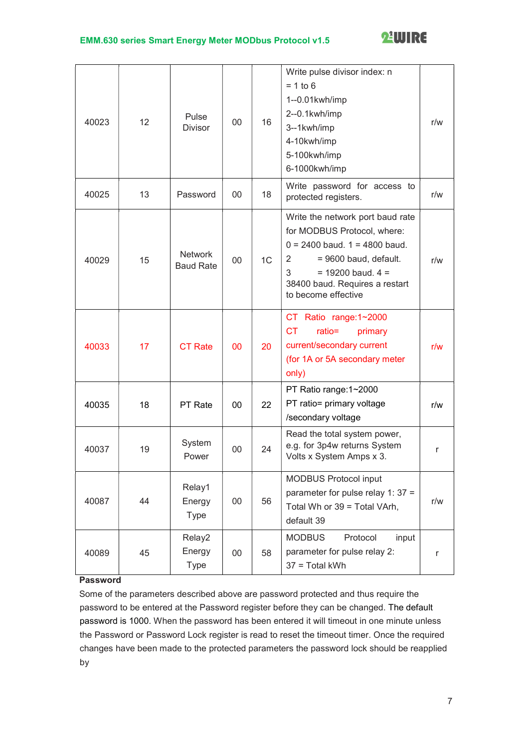| 40023 | 12 | Pulse Divisor | 00 | 16 | Write pulse divisor index: n = 1 to 6<br>1--0.01kwh/imp<br>2--0.1kwh/imp<br>3--1kwh/imp<br>4-10kwh/imp<br>5-100kwh/imp<br>6-1000kwh/imp | r/w |
|---|---|---|---|---|---|---|
| 40025 | 13 | Password | 00 | 18 | Write password for access to protected registers. | r/w |
| 40029 | 15 | Network Baud Rate | 00 | 1C | Write the network port baud rate for MODBUS Protocol, where:<br>0 = 2400 baud. 1 = 4800 baud.<br>2 = 9600 baud, default.<br>3 = 19200 baud. 4 = 38400 baud. Requires a restart to become effective | r/w |
| 40033 | 17 | CT Rate | 00 | 20 | CT Ratio range:1~2000<br>CT ratio= primary current/secondary current<br>(for 1A or 5A secondary meter only) | r/w |
| 40035 | 18 | PT Rate | 00 | 22 | PT Ratio range:1~2000<br>PT ratio= primary voltage /secondary voltage | r/w |
| 40037 | 19 | System Power | 00 | 24 | Read the total system power, e.g. for 3p4w returns System Volts x System Amps x 3. | r |
| 40087 | 44 | Relay1 Energy Type | 00 | 56 | MODBUS Protocol input parameter for pulse relay 1: 37 = Total Wh or 39 = Total VArh, default 39 | r/w |
| 40089 | 45 | Relay2 Energy Type | 00 | 58 | MODBUS Protocol input parameter for pulse relay 2:<br>37 = Total kWh | r |

**Password**

Some of the parameters described above are password protected and thus require the password to be entered at the Password register before they can be changed. The default password is 1000. When the password has been entered it will timeout in one minute unless the Password or Password Lock register is read to reset the timeout timer. Once the required changes have been made to the protected parameters the password lock should be reapplied by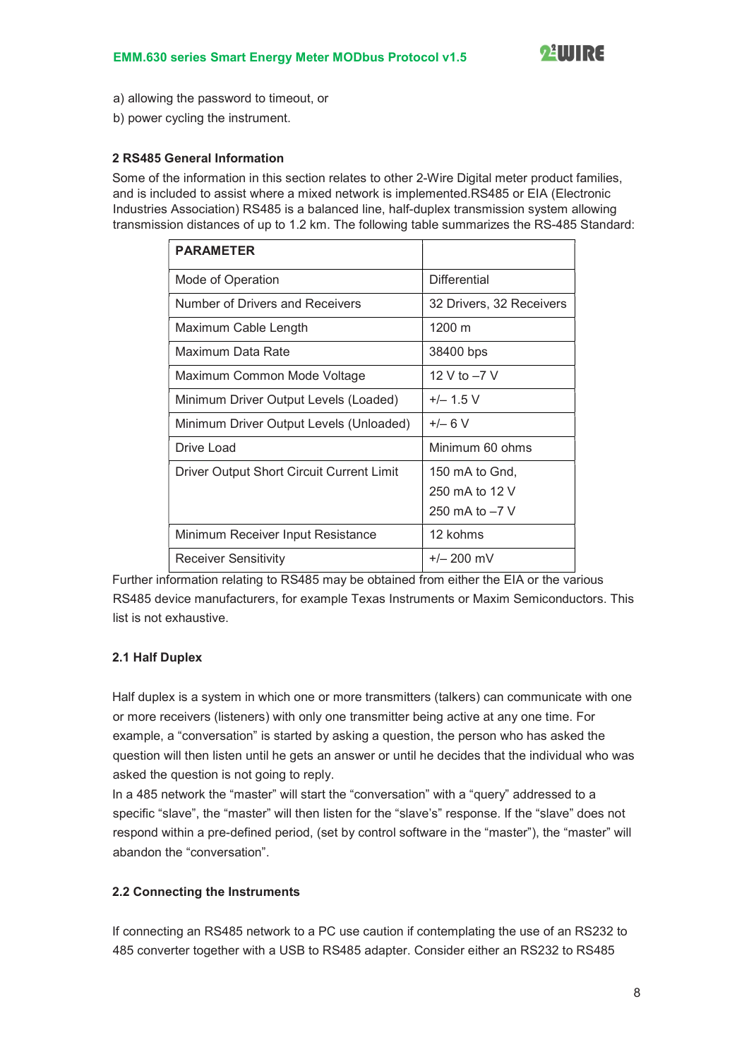a) allowing the password to timeout, or

b) power cycling the instrument.

## 2 RS485 General Information

Some of the information in this section relates to other 2-Wire Digital meter product families, and is included to assist where a mixed network is implemented.RS485 or EIA (Electronic Industries Association) RS485 is a balanced line, half-duplex transmission system allowing transmission distances of up to 1.2 km. The following table summarizes the RS-485 Standard:

| PARAMETER | |
|---|---|
| Mode of Operation | Differential |
| Number of Drivers and Receivers | 32 Drivers, 32 Receivers |
| Maximum Cable Length | 1200 m |
| Maximum Data Rate | 38400 bps |
| Maximum Common Mode Voltage | 12 V to –7 V |
| Minimum Driver Output Levels (Loaded) | +/– 1.5 V |
| Minimum Driver Output Levels (Unloaded) | +/– 6 V |
| Drive Load | Minimum 60 ohms |
| Driver Output Short Circuit Current Limit | 150 mA to Gnd,<br>250 mA to 12 V<br>250 mA to –7 V |
| Minimum Receiver Input Resistance | 12 kohms |
| Receiver Sensitivity | +/– 200 mV |

Further information relating to RS485 may be obtained from either the EIA or the various RS485 device manufacturers, for example Texas Instruments or Maxim Semiconductors. This list is not exhaustive.

### 2.1 Half Duplex

Half duplex is a system in which one or more transmitters (talkers) can communicate with one or more receivers (listeners) with only one transmitter being active at any one time. For example, a “conversation” is started by asking a question, the person who has asked the question will then listen until he gets an answer or until he decides that the individual who was asked the question is not going to reply.

In a 485 network the “master” will start the “conversation” with a “query” addressed to a specific “slave”, the “master” will then listen for the “slave’s” response. If the “slave” does not respond within a pre-defined period, (set by control software in the “master”), the “master” will abandon the “conversation”.

### 2.2 Connecting the Instruments

If connecting an RS485 network to a PC use caution if contemplating the use of an RS232 to 485 converter together with a USB to RS485 adapter. Consider either an RS232 to RS485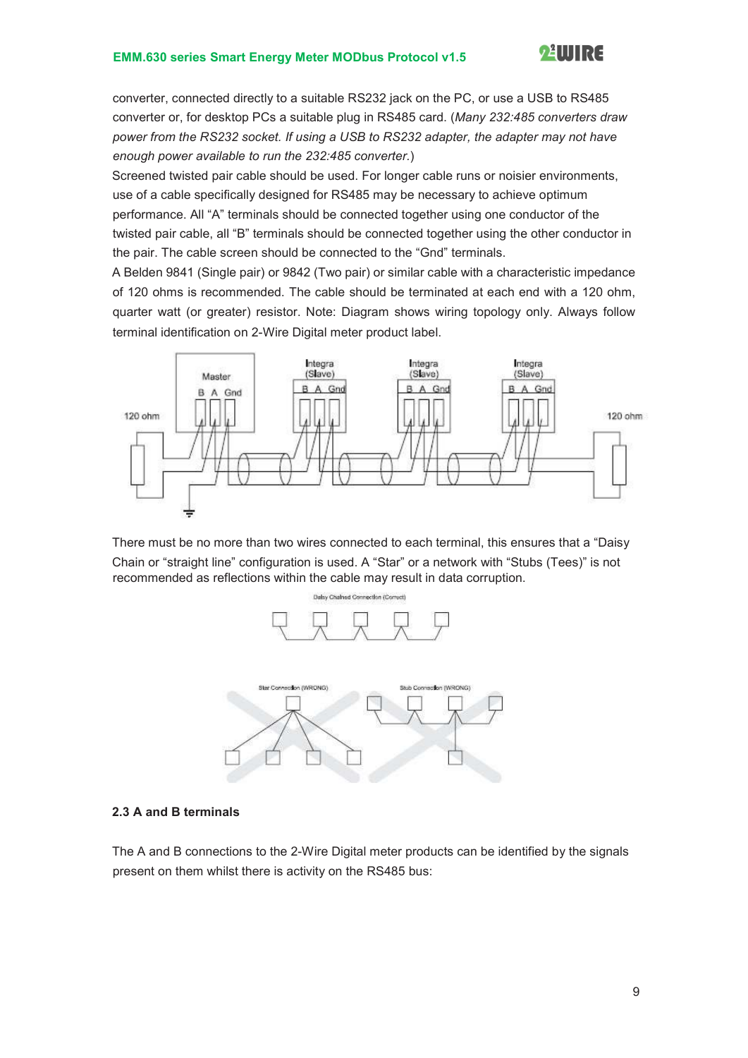converter, connected directly to a suitable RS232 jack on the PC, or use a USB to RS485 converter or, for desktop PCs a suitable plug in RS485 card. (*Many 232:485 converters draw power from the RS232 socket. If using a USB to RS232 adapter, the adapter may not have enough power available to run the 232:485 converter.*)

Screened twisted pair cable should be used. For longer cable runs or noisier environments, use of a cable specifically designed for RS485 may be necessary to achieve optimum performance. All “A” terminals should be connected together using one conductor of the twisted pair cable, all “B” terminals should be connected together using the other conductor in the pair. The cable screen should be connected to the “Gnd” terminals.

A Belden 9841 (Single pair) or 9842 (Two pair) or similar cable with a characteristic impedance of 120 ohms is recommended. The cable should be terminated at each end with a 120 ohm, quarter watt (or greater) resistor. Note: Diagram shows wiring topology only. Always follow terminal identification on 2-Wire Digital meter product label.

There must be no more than two wires connected to each terminal, this ensures that a “Daisy Chain or “straight line” configuration is used. A “Star” or a network with “Stubs (Tees)” is not recommended as reflections within the cable may result in data corruption.

### 2.3 A and B terminals

The A and B connections to the 2-Wire Digital meter products can be identified by the signals present on them whilst there is activity on the RS485 bus: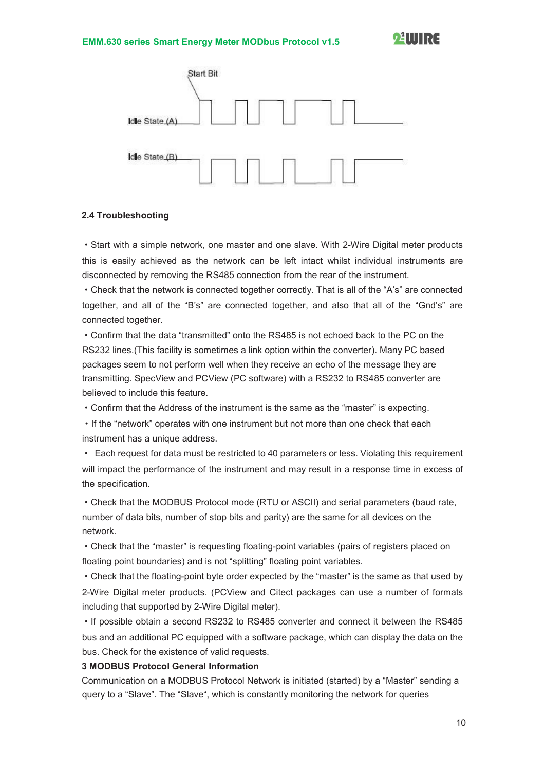Start Bit

Idle State (A)

Idle State (B)

### 2.4 Troubleshooting

• Start with a simple network, one master and one slave. With 2-Wire Digital meter products this is easily achieved as the network can be left intact whilst individual instruments are disconnected by removing the RS485 connection from the rear of the instrument.

• Check that the network is connected together correctly. That is all of the "A's" are connected together, and all of the "B's" are connected together, and also that all of the "Gnd's" are connected together.

• Confirm that the data "transmitted" onto the RS485 is not echoed back to the PC on the RS232 lines.(This facility is sometimes a link option within the converter). Many PC based packages seem to not perform well when they receive an echo of the message they are transmitting. SpecView and PCView (PC software) with a RS232 to RS485 converter are believed to include this feature.

• Confirm that the Address of the instrument is the same as the "master" is expecting.

• If the "network" operates with one instrument but not more than one check that each instrument has a unique address.

• Each request for data must be restricted to 40 parameters or less. Violating this requirement will impact the performance of the instrument and may result in a response time in excess of the specification.

• Check that the MODBUS Protocol mode (RTU or ASCII) and serial parameters (baud rate, number of data bits, number of stop bits and parity) are the same for all devices on the network.

• Check that the "master" is requesting floating-point variables (pairs of registers placed on floating point boundaries) and is not "splitting" floating point variables.

• Check that the floating-point byte order expected by the "master" is the same as that used by 2-Wire Digital meter products. (PCView and Citect packages can use a number of formats including that supported by 2-Wire Digital meter).

• If possible obtain a second RS232 to RS485 converter and connect it between the RS485 bus and an additional PC equipped with a software package, which can display the data on the bus. Check for the existence of valid requests.

## 3 MODBUS Protocol General Information

Communication on a MODBUS Protocol Network is initiated (started) by a "Master" sending a query to a "Slave". The "Slave", which is constantly monitoring the network for queries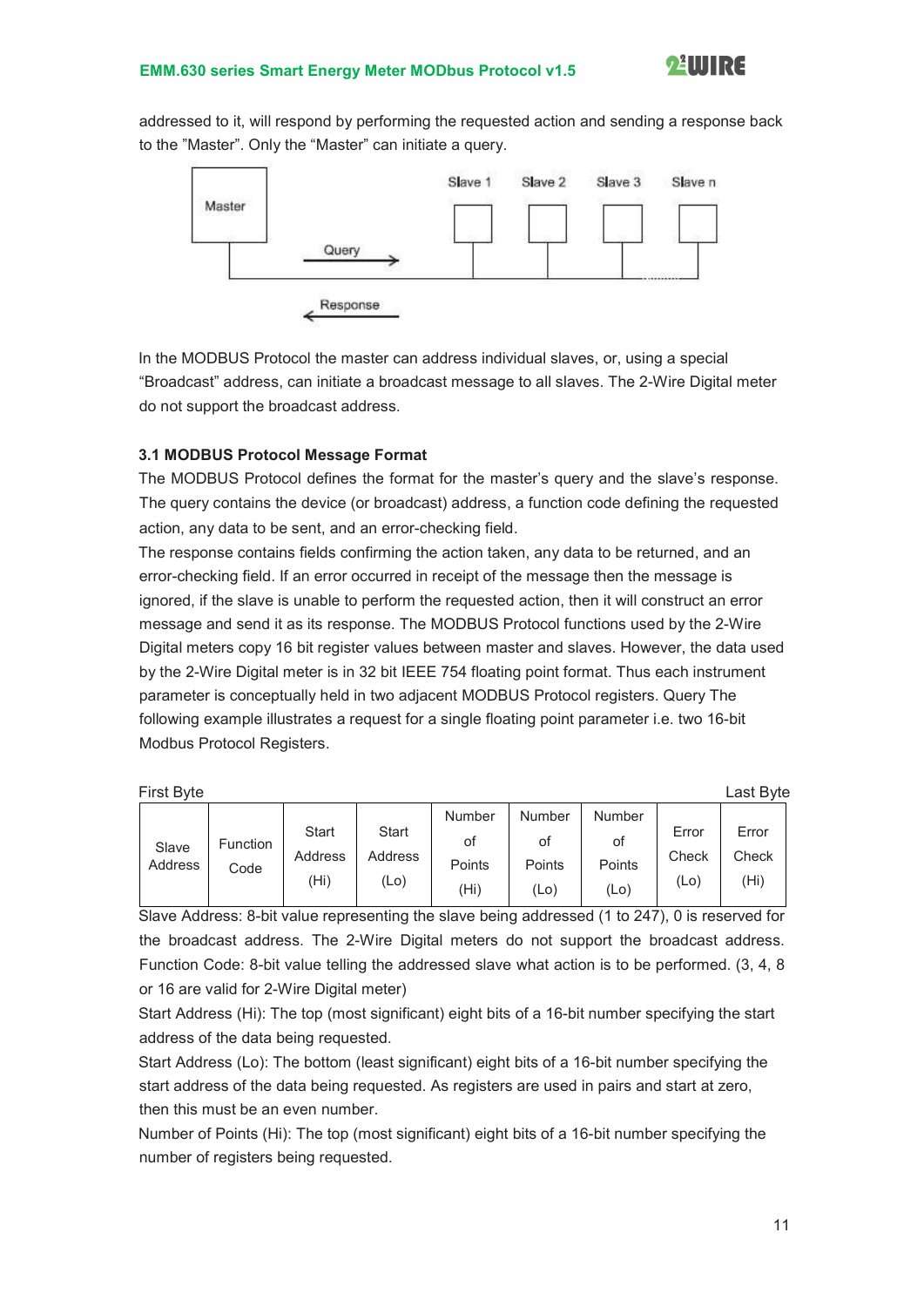addressed to it, will respond by performing the requested action and sending a response back to the "Master". Only the "Master" can initiate a query.

In the MODBUS Protocol the master can address individual slaves, or, using a special "Broadcast" address, can initiate a broadcast message to all slaves. The 2-Wire Digital meter do not support the broadcast address.

### 3.1 MODBUS Protocol Message Format

The MODBUS Protocol defines the format for the master's query and the slave's response. The query contains the device (or broadcast) address, a function code defining the requested action, any data to be sent, and an error-checking field.

The response contains fields confirming the action taken, any data to be returned, and an error-checking field. If an error occurred in receipt of the message then the message is ignored, if the slave is unable to perform the requested action, then it will construct an error message and send it as its response. The MODBUS Protocol functions used by the 2-Wire Digital meters copy 16 bit register values between master and slaves. However, the data used by the 2-Wire Digital meter is in 32 bit IEEE 754 floating point format. Thus each instrument parameter is conceptually held in two adjacent MODBUS Protocol registers. Query The following example illustrates a request for a single floating point parameter i.e. two 16-bit Modbus Protocol Registers.

First Byte　　　　　　　　　　　　　　　　　　　　　　　　　　Last Byte

| Slave Address | Function Code | Start Address (Hi) | Start Address (Lo) | Number of Points (Hi) | Number of Points (Lo) | Number of Points (Lo) | Error Check (Lo) | Error Check (Hi) |
|---|---|---|---|---|---|---|---|---|

Slave Address: 8-bit value representing the slave being addressed (1 to 247), 0 is reserved for the broadcast address. The 2-Wire Digital meters do not support the broadcast address.
Function Code: 8-bit value telling the addressed slave what action is to be performed. (3, 4, 8 or 16 are valid for 2-Wire Digital meter)
Start Address (Hi): The top (most significant) eight bits of a 16-bit number specifying the start address of the data being requested.
Start Address (Lo): The bottom (least significant) eight bits of a 16-bit number specifying the start address of the data being requested. As registers are used in pairs and start at zero, then this must be an even number.
Number of Points (Hi): The top (most significant) eight bits of a 16-bit number specifying the number of registers being requested.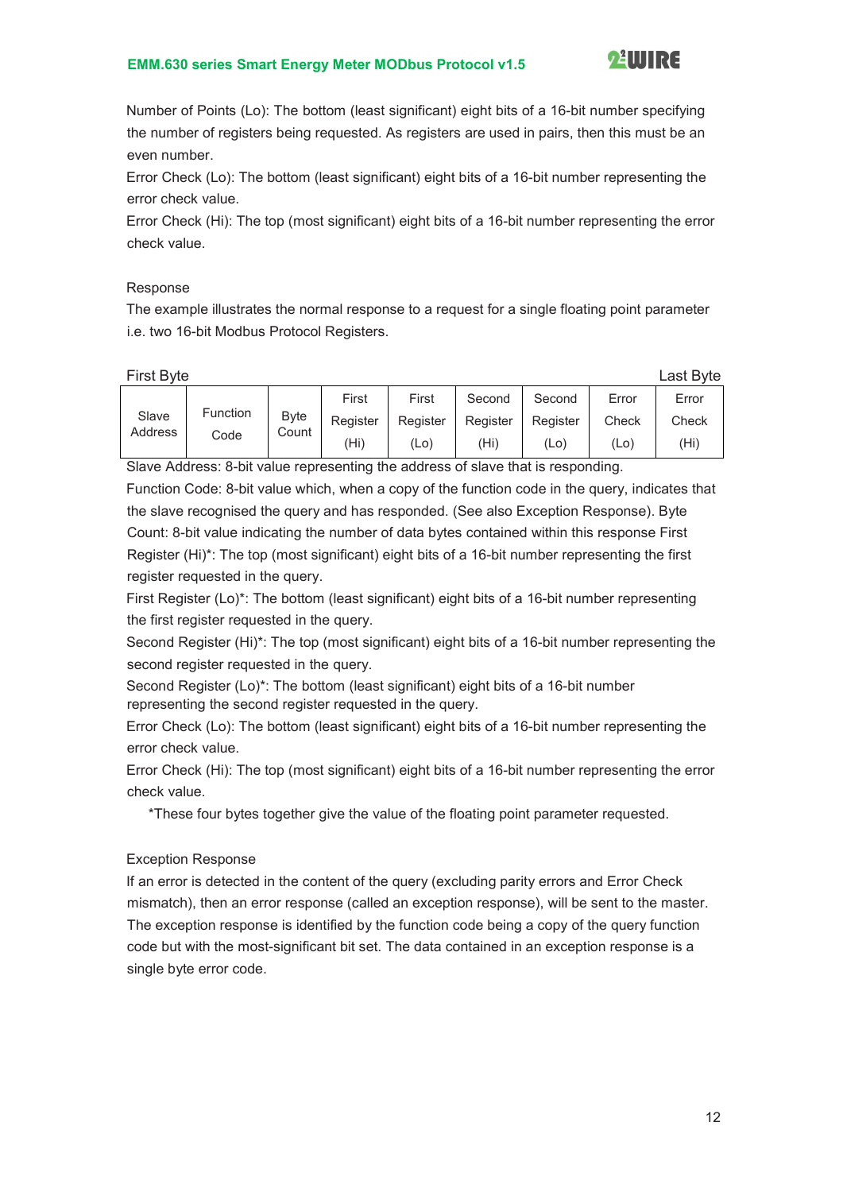Number of Points (Lo): The bottom (least significant) eight bits of a 16-bit number specifying the number of registers being requested. As registers are used in pairs, then this must be an even number.

Error Check (Lo): The bottom (least significant) eight bits of a 16-bit number representing the error check value.

Error Check (Hi): The top (most significant) eight bits of a 16-bit number representing the error check value.

Response

The example illustrates the normal response to a request for a single floating point parameter i.e. two 16-bit Modbus Protocol Registers.

First Byte | Last Byte

| Slave Address | Function Code | Byte Count | First Register (Hi) | First Register (Lo) | Second Register (Hi) | Second Register (Lo) | Error Check (Lo) | Error Check (Hi) |
|---|---|---|---|---|---|---|---|---|

Slave Address: 8-bit value representing the address of slave that is responding.

Function Code: 8-bit value which, when a copy of the function code in the query, indicates that the slave recognised the query and has responded. (See also Exception Response). Byte Count: 8-bit value indicating the number of data bytes contained within this response First Register (Hi)*: The top (most significant) eight bits of a 16-bit number representing the first register requested in the query.

First Register (Lo)*: The bottom (least significant) eight bits of a 16-bit number representing the first register requested in the query.

Second Register (Hi)*: The top (most significant) eight bits of a 16-bit number representing the second register requested in the query.

Second Register (Lo)*: The bottom (least significant) eight bits of a 16-bit number representing the second register requested in the query.

Error Check (Lo): The bottom (least significant) eight bits of a 16-bit number representing the error check value.

Error Check (Hi): The top (most significant) eight bits of a 16-bit number representing the error check value.

*These four bytes together give the value of the floating point parameter requested.

Exception Response

If an error is detected in the content of the query (excluding parity errors and Error Check mismatch), then an error response (called an exception response), will be sent to the master. The exception response is identified by the function code being a copy of the query function code but with the most-significant bit set. The data contained in an exception response is a single byte error code.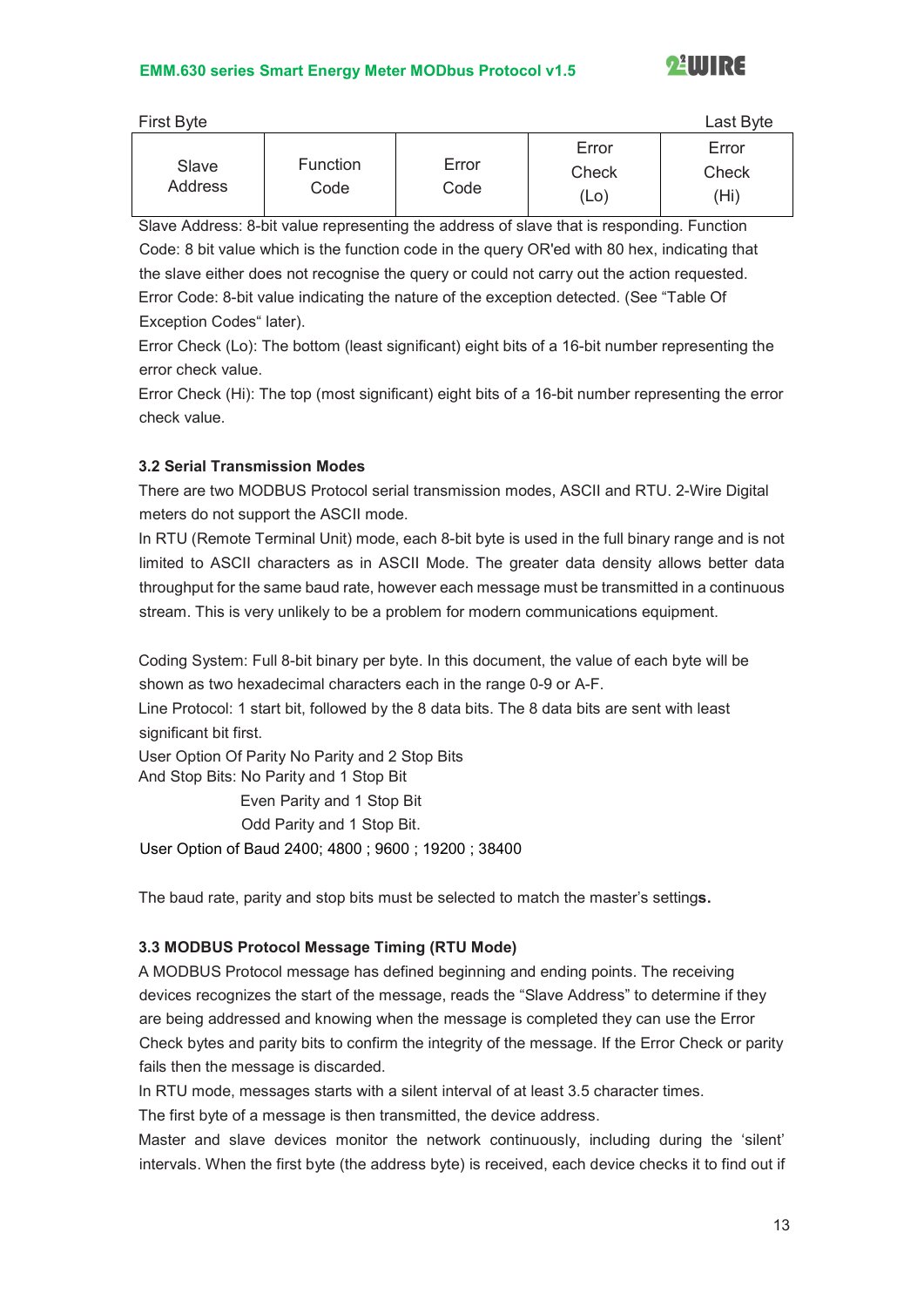First Byte | | | | Last Byte

| Slave Address | Function Code | Error Code | Error Check (Lo) | Error Check (Hi) |
|---|---|---|---|---|

Slave Address: 8-bit value representing the address of slave that is responding. Function Code: 8 bit value which is the function code in the query OR'ed with 80 hex, indicating that the slave either does not recognise the query or could not carry out the action requested.
Error Code: 8-bit value indicating the nature of the exception detected. (See "Table Of Exception Codes" later).
Error Check (Lo): The bottom (least significant) eight bits of a 16-bit number representing the error check value.
Error Check (Hi): The top (most significant) eight bits of a 16-bit number representing the error check value.

### 3.2 Serial Transmission Modes

There are two MODBUS Protocol serial transmission modes, ASCII and RTU. 2-Wire Digital meters do not support the ASCII mode.
In RTU (Remote Terminal Unit) mode, each 8-bit byte is used in the full binary range and is not limited to ASCII characters as in ASCII Mode. The greater data density allows better data throughput for the same baud rate, however each message must be transmitted in a continuous stream. This is very unlikely to be a problem for modern communications equipment.

Coding System: Full 8-bit binary per byte. In this document, the value of each byte will be shown as two hexadecimal characters each in the range 0-9 or A-F.
Line Protocol: 1 start bit, followed by the 8 data bits. The 8 data bits are sent with least significant bit first.
User Option Of Parity No Parity and 2 Stop Bits
And Stop Bits: No Parity and 1 Stop Bit
Even Parity and 1 Stop Bit
Odd Parity and 1 Stop Bit.
User Option of Baud 2400; 4800 ; 9600 ; 19200 ; 38400

The baud rate, parity and stop bits must be selected to match the master's setting**s.**

### 3.3 MODBUS Protocol Message Timing (RTU Mode)

A MODBUS Protocol message has defined beginning and ending points. The receiving devices recognizes the start of the message, reads the "Slave Address" to determine if they are being addressed and knowing when the message is completed they can use the Error Check bytes and parity bits to confirm the integrity of the message. If the Error Check or parity fails then the message is discarded.
In RTU mode, messages starts with a silent interval of at least 3.5 character times.
The first byte of a message is then transmitted, the device address.
Master and slave devices monitor the network continuously, including during the 'silent' intervals. When the first byte (the address byte) is received, each device checks it to find out if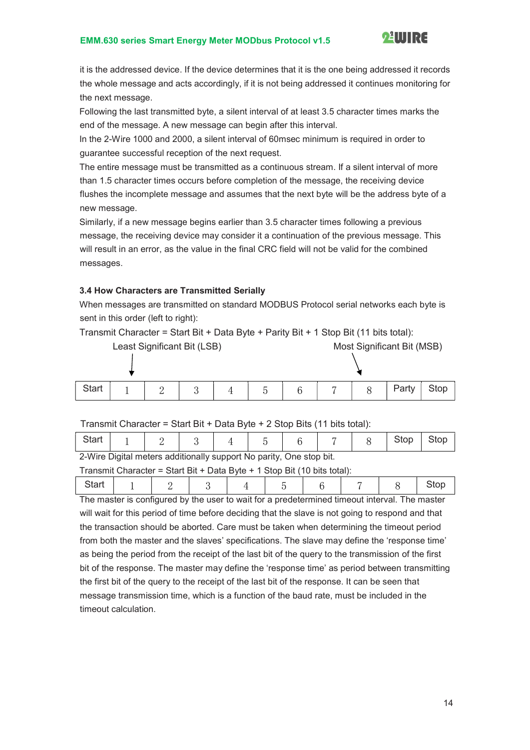it is the addressed device. If the device determines that it is the one being addressed it records the whole message and acts accordingly, if it is not being addressed it continues monitoring for the next message.

Following the last transmitted byte, a silent interval of at least 3.5 character times marks the end of the message. A new message can begin after this interval.

In the 2-Wire 1000 and 2000, a silent interval of 60msec minimum is required in order to guarantee successful reception of the next request.

The entire message must be transmitted as a continuous stream. If a silent interval of more than 1.5 character times occurs before completion of the message, the receiving device flushes the incomplete message and assumes that the next byte will be the address byte of a new message.

Similarly, if a new message begins earlier than 3.5 character times following a previous message, the receiving device may consider it a continuation of the previous message. This will result in an error, as the value in the final CRC field will not be valid for the combined messages.

### 3.4 How Characters are Transmitted Serially

When messages are transmitted on standard MODBUS Protocol serial networks each byte is sent in this order (left to right):

Transmit Character = Start Bit + Data Byte + Parity Bit + 1 Stop Bit (11 bits total):

Least Significant Bit (LSB) → 1, Most Significant Bit (MSB) → 8

| Start | 1 | 2 | 3 | 4 | 5 | 6 | 7 | 8 | Party | Stop |
|---|---|---|---|---|---|---|---|---|---|---|

Transmit Character = Start Bit + Data Byte + 2 Stop Bits (11 bits total):

| Start | 1 | 2 | 3 | 4 | 5 | 6 | 7 | 8 | Stop | Stop |
|---|---|---|---|---|---|---|---|---|---|---|

2-Wire Digital meters additionally support No parity, One stop bit.

Transmit Character = Start Bit + Data Byte + 1 Stop Bit (10 bits total):

| Start | 1 | 2 | 3 | 4 | 5 | 6 | 7 | 8 | Stop |
|---|---|---|---|---|---|---|---|---|---|

The master is configured by the user to wait for a predetermined timeout interval. The master will wait for this period of time before deciding that the slave is not going to respond and that the transaction should be aborted. Care must be taken when determining the timeout period from both the master and the slaves' specifications. The slave may define the 'response time' as being the period from the receipt of the last bit of the query to the transmission of the first bit of the response. The master may define the 'response time' as period between transmitting the first bit of the query to the receipt of the last bit of the response. It can be seen that message transmission time, which is a function of the baud rate, must be included in the timeout calculation.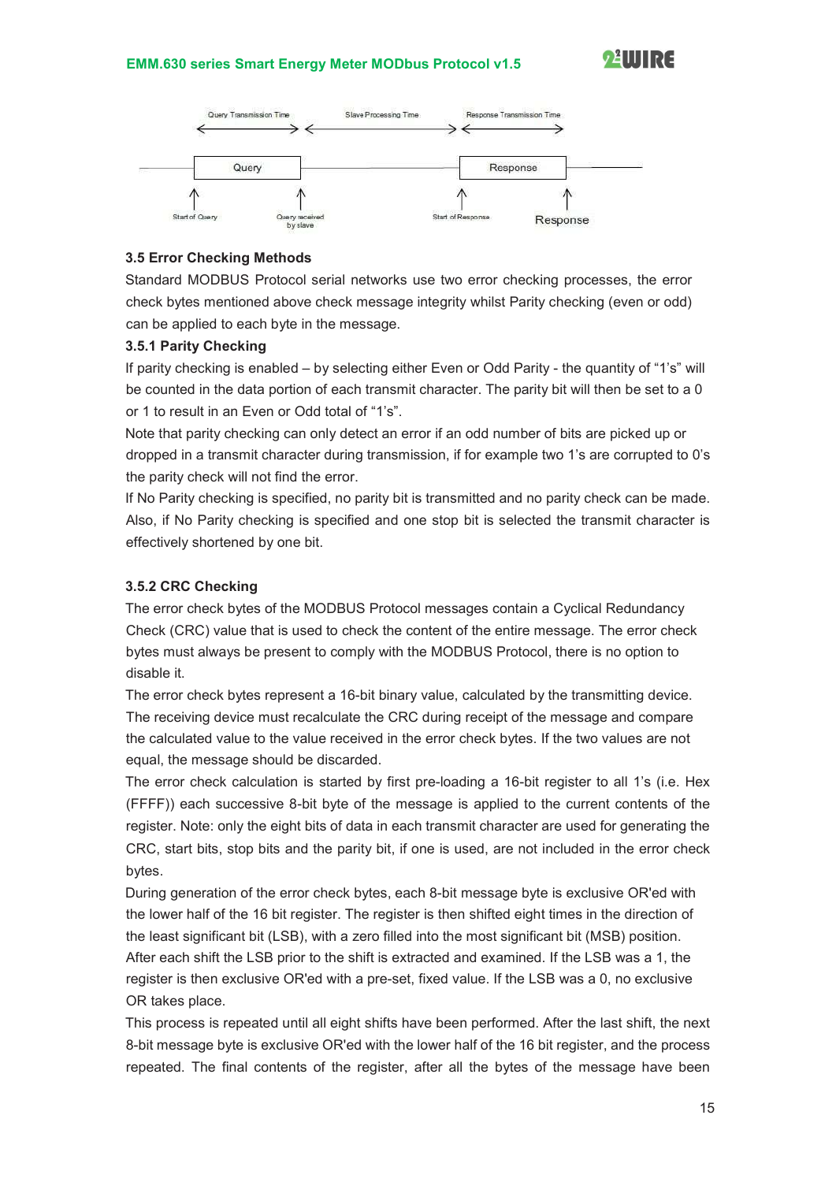Query Transmission Time — Slave Processing Time — Response Transmission Time

Query — Response

Start of Query — Query received by slave — Start of Response — Response

### 3.5 Error Checking Methods

Standard MODBUS Protocol serial networks use two error checking processes, the error check bytes mentioned above check message integrity whilst Parity checking (even or odd) can be applied to each byte in the message.

#### 3.5.1 Parity Checking

If parity checking is enabled – by selecting either Even or Odd Parity - the quantity of "1's" will be counted in the data portion of each transmit character. The parity bit will then be set to a 0 or 1 to result in an Even or Odd total of "1's".

Note that parity checking can only detect an error if an odd number of bits are picked up or dropped in a transmit character during transmission, if for example two 1's are corrupted to 0's the parity check will not find the error.

If No Parity checking is specified, no parity bit is transmitted and no parity check can be made. Also, if No Parity checking is specified and one stop bit is selected the transmit character is effectively shortened by one bit.

#### 3.5.2 CRC Checking

The error check bytes of the MODBUS Protocol messages contain a Cyclical Redundancy Check (CRC) value that is used to check the content of the entire message. The error check bytes must always be present to comply with the MODBUS Protocol, there is no option to disable it.

The error check bytes represent a 16-bit binary value, calculated by the transmitting device. The receiving device must recalculate the CRC during receipt of the message and compare the calculated value to the value received in the error check bytes. If the two values are not equal, the message should be discarded.

The error check calculation is started by first pre-loading a 16-bit register to all 1's (i.e. Hex (FFFF)) each successive 8-bit byte of the message is applied to the current contents of the register. Note: only the eight bits of data in each transmit character are used for generating the CRC, start bits, stop bits and the parity bit, if one is used, are not included in the error check bytes.

During generation of the error check bytes, each 8-bit message byte is exclusive OR'ed with the lower half of the 16 bit register. The register is then shifted eight times in the direction of the least significant bit (LSB), with a zero filled into the most significant bit (MSB) position. After each shift the LSB prior to the shift is extracted and examined. If the LSB was a 1, the register is then exclusive OR'ed with a pre-set, fixed value. If the LSB was a 0, no exclusive OR takes place.

This process is repeated until all eight shifts have been performed. After the last shift, the next 8-bit message byte is exclusive OR'ed with the lower half of the 16 bit register, and the process repeated. The final contents of the register, after all the bytes of the message have been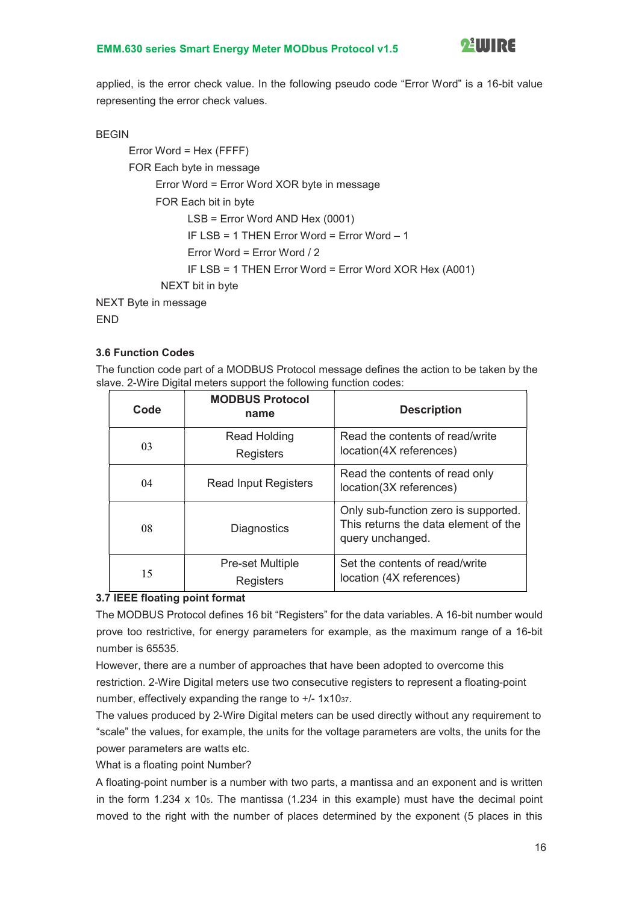applied, is the error check value. In the following pseudo code "Error Word" is a 16-bit value representing the error check values.

```
BEGIN
        Error Word = Hex (FFFF)
        FOR Each byte in message
              Error Word = Error Word XOR byte in message
              FOR Each bit in byte
                     LSB = Error Word AND Hex (0001)
                     IF LSB = 1 THEN Error Word = Error Word – 1
                     Error Word = Error Word / 2
                     IF LSB = 1 THEN Error Word = Error Word XOR Hex (A001)
               NEXT bit in byte
NEXT Byte in message
END
```

### 3.6 Function Codes

The function code part of a MODBUS Protocol message defines the action to be taken by the slave. 2-Wire Digital meters support the following function codes:

| Code | MODBUS Protocol name | Description |
|---|---|---|
| 03 | Read Holding Registers | Read the contents of read/write location(4X references) |
| 04 | Read Input Registers | Read the contents of read only location(3X references) |
| 08 | Diagnostics | Only sub-function zero is supported. This returns the data element of the query unchanged. |
| 15 | Pre-set Multiple Registers | Set the contents of read/write location (4X references) |

### 3.7 IEEE floating point format

The MODBUS Protocol defines 16 bit "Registers" for the data variables. A 16-bit number would prove too restrictive, for energy parameters for example, as the maximum range of a 16-bit number is 65535.

However, there are a number of approaches that have been adopted to overcome this restriction. 2-Wire Digital meters use two consecutive registers to represent a floating-point number, effectively expanding the range to +/- $1 \times 10^{37}$.

The values produced by 2-Wire Digital meters can be used directly without any requirement to "scale" the values, for example, the units for the voltage parameters are volts, the units for the power parameters are watts etc.

What is a floating point Number?

A floating-point number is a number with two parts, a mantissa and an exponent and is written in the form $1.234 \times 10^{5}$. The mantissa (1.234 in this example) must have the decimal point moved to the right with the number of places determined by the exponent (5 places in this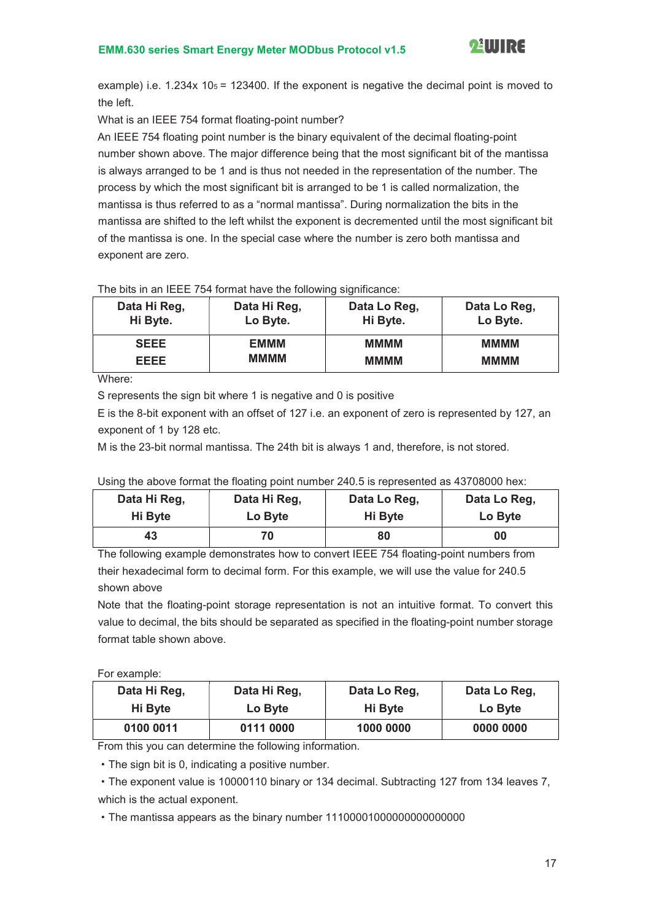example) i.e. $1.234 \times 10^5 = 123400$. If the exponent is negative the decimal point is moved to the left.

What is an IEEE 754 format floating-point number?

An IEEE 754 floating point number is the binary equivalent of the decimal floating-point number shown above. The major difference being that the most significant bit of the mantissa is always arranged to be 1 and is thus not needed in the representation of the number. The process by which the most significant bit is arranged to be 1 is called normalization, the mantissa is thus referred to as a "normal mantissa". During normalization the bits in the mantissa are shifted to the left whilst the exponent is decremented until the most significant bit of the mantissa is one. In the special case where the number is zero both mantissa and exponent are zero.

The bits in an IEEE 754 format have the following significance:

| Data Hi Reg, Hi Byte. | Data Hi Reg, Lo Byte. | Data Lo Reg, Hi Byte. | Data Lo Reg, Lo Byte. |
|---|---|---|---|
| **SEEE EEEE** | **EMMM MMMM** | **MMMM MMMM** | **MMMM MMMM** |

Where:

S represents the sign bit where 1 is negative and 0 is positive

E is the 8-bit exponent with an offset of 127 i.e. an exponent of zero is represented by 127, an exponent of 1 by 128 etc.

M is the 23-bit normal mantissa. The 24th bit is always 1 and, therefore, is not stored.

Using the above format the floating point number 240.5 is represented as 43708000 hex:

| Data Hi Reg, Hi Byte | Data Hi Reg, Lo Byte | Data Lo Reg, Hi Byte | Data Lo Reg, Lo Byte |
|---|---|---|---|
| **43** | **70** | **80** | **00** |

The following example demonstrates how to convert IEEE 754 floating-point numbers from their hexadecimal form to decimal form. For this example, we will use the value for 240.5 shown above

Note that the floating-point storage representation is not an intuitive format. To convert this value to decimal, the bits should be separated as specified in the floating-point number storage format table shown above.

For example:

| Data Hi Reg, Hi Byte | Data Hi Reg, Lo Byte | Data Lo Reg, Hi Byte | Data Lo Reg, Lo Byte |
|---|---|---|---|
| **0100 0011** | **0111 0000** | **1000 0000** | **0000 0000** |

From this you can determine the following information.

- The sign bit is 0, indicating a positive number.
- The exponent value is 10000110 binary or 134 decimal. Subtracting 127 from 134 leaves 7, which is the actual exponent.
- The mantissa appears as the binary number 11100001000000000000000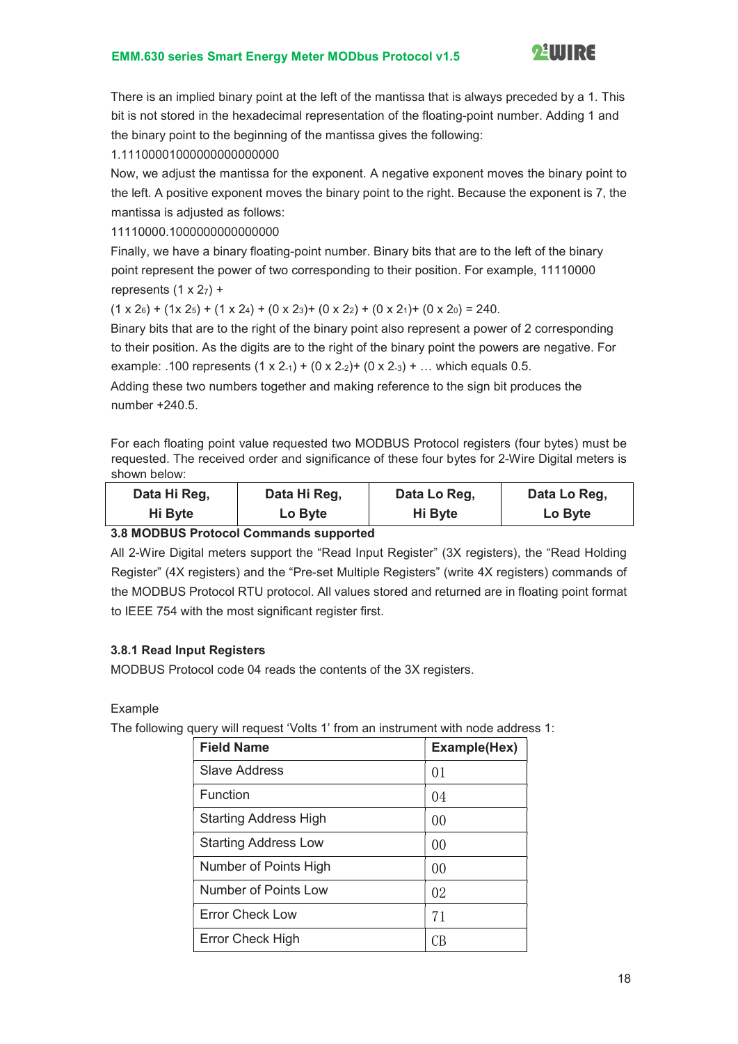There is an implied binary point at the left of the mantissa that is always preceded by a 1. This bit is not stored in the hexadecimal representation of the floating-point number. Adding 1 and the binary point to the beginning of the mantissa gives the following:

1.11100001000000000000000

Now, we adjust the mantissa for the exponent. A negative exponent moves the binary point to the left. A positive exponent moves the binary point to the right. Because the exponent is 7, the mantissa is adjusted as follows:

11110000.1000000000000000

Finally, we have a binary floating-point number. Binary bits that are to the left of the binary point represent the power of two corresponding to their position. For example, 11110000 represents $(1 \times 2_7)$ +

$(1 \times 2_6) + (1x\ 2_5) + (1 \times 2_4) + (0 \times 2_3) + (0 \times 2_2) + (0 \times 2_1) + (0 \times 2_0) = 240.$

Binary bits that are to the right of the binary point also represent a power of 2 corresponding to their position. As the digits are to the right of the binary point the powers are negative. For example: .100 represents $(1 \times 2_{-1}) + (0 \times 2_{-2}) + (0 \times 2_{-3}) + \ldots$ which equals 0.5.

Adding these two numbers together and making reference to the sign bit produces the number +240.5.

For each floating point value requested two MODBUS Protocol registers (four bytes) must be requested. The received order and significance of these four bytes for 2-Wire Digital meters is shown below:

| Data Hi Reg, Hi Byte | Data Hi Reg, Lo Byte | Data Lo Reg, Hi Byte | Data Lo Reg, Lo Byte |
|---|---|---|---|

### 3.8 MODBUS Protocol Commands supported

All 2-Wire Digital meters support the “Read Input Register” (3X registers), the “Read Holding Register” (4X registers) and the “Pre-set Multiple Registers” (write 4X registers) commands of the MODBUS Protocol RTU protocol. All values stored and returned are in floating point format to IEEE 754 with the most significant register first.

#### 3.8.1 Read Input Registers

MODBUS Protocol code 04 reads the contents of the 3X registers.

Example

The following query will request ‘Volts 1’ from an instrument with node address 1:

| Field Name | Example(Hex) |
|---|---|
| Slave Address | 01 |
| Function | 04 |
| Starting Address High | 00 |
| Starting Address Low | 00 |
| Number of Points High | 00 |
| Number of Points Low | 02 |
| Error Check Low | 71 |
| Error Check High | CB |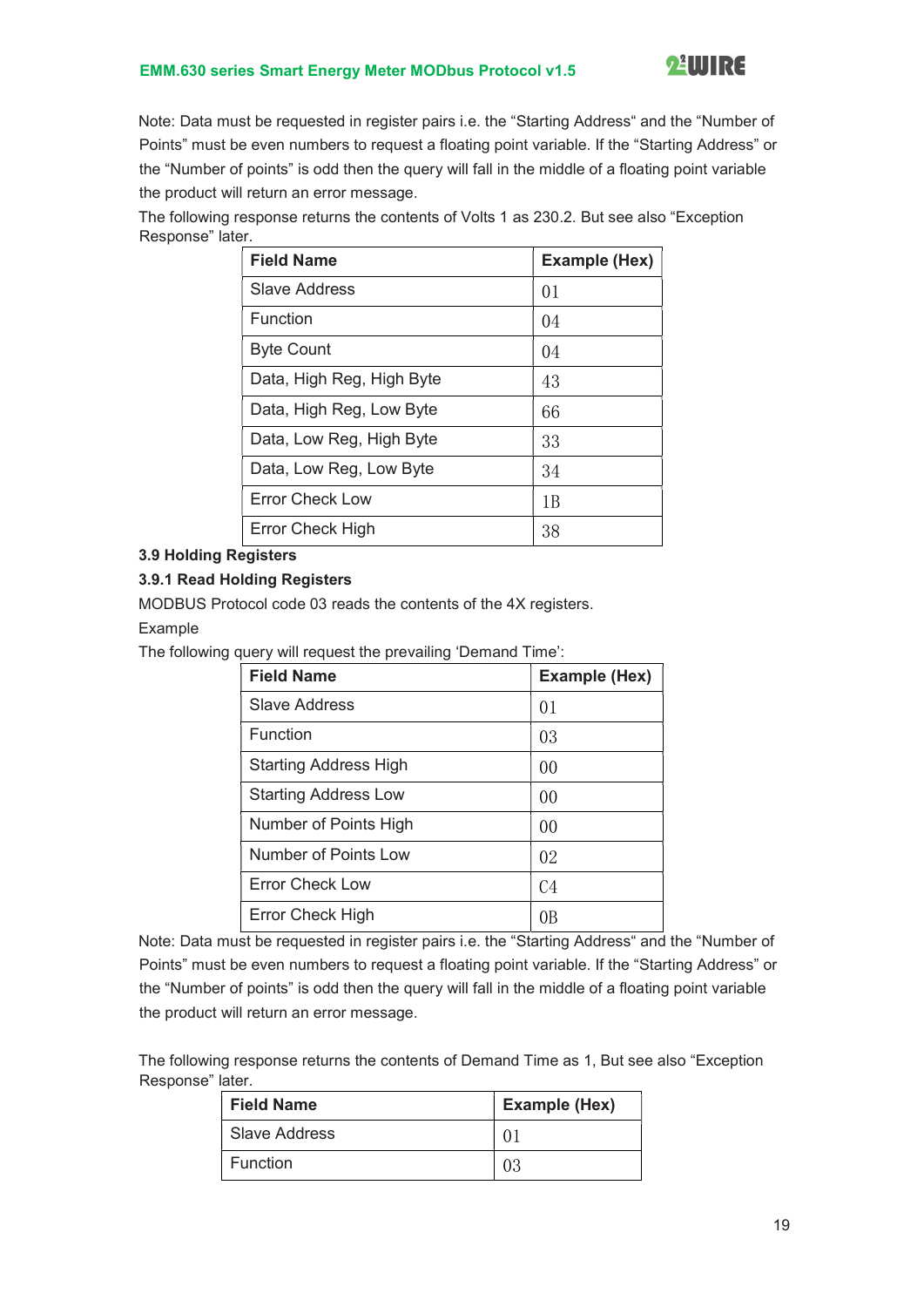Note: Data must be requested in register pairs i.e. the “Starting Address“ and the “Number of Points” must be even numbers to request a floating point variable. If the “Starting Address” or the “Number of points” is odd then the query will fall in the middle of a floating point variable the product will return an error message.

The following response returns the contents of Volts 1 as 230.2. But see also “Exception Response” later.

| Field Name | Example (Hex) |
|---|---|
| Slave Address | 01 |
| Function | 04 |
| Byte Count | 04 |
| Data, High Reg, High Byte | 43 |
| Data, High Reg, Low Byte | 66 |
| Data, Low Reg, High Byte | 33 |
| Data, Low Reg, Low Byte | 34 |
| Error Check Low | 1B |
| Error Check High | 38 |

### 3.9 Holding Registers

#### 3.9.1 Read Holding Registers

MODBUS Protocol code 03 reads the contents of the 4X registers.

Example

The following query will request the prevailing ‘Demand Time’:

| Field Name | Example (Hex) |
|---|---|
| Slave Address | 01 |
| Function | 03 |
| Starting Address High | 00 |
| Starting Address Low | 00 |
| Number of Points High | 00 |
| Number of Points Low | 02 |
| Error Check Low | C4 |
| Error Check High | 0B |

Note: Data must be requested in register pairs i.e. the “Starting Address“ and the “Number of Points” must be even numbers to request a floating point variable. If the “Starting Address” or the “Number of points” is odd then the query will fall in the middle of a floating point variable the product will return an error message.

The following response returns the contents of Demand Time as 1, But see also “Exception Response” later.

| Field Name | Example (Hex) |
|---|---|
| Slave Address | 01 |
| Function | 03 |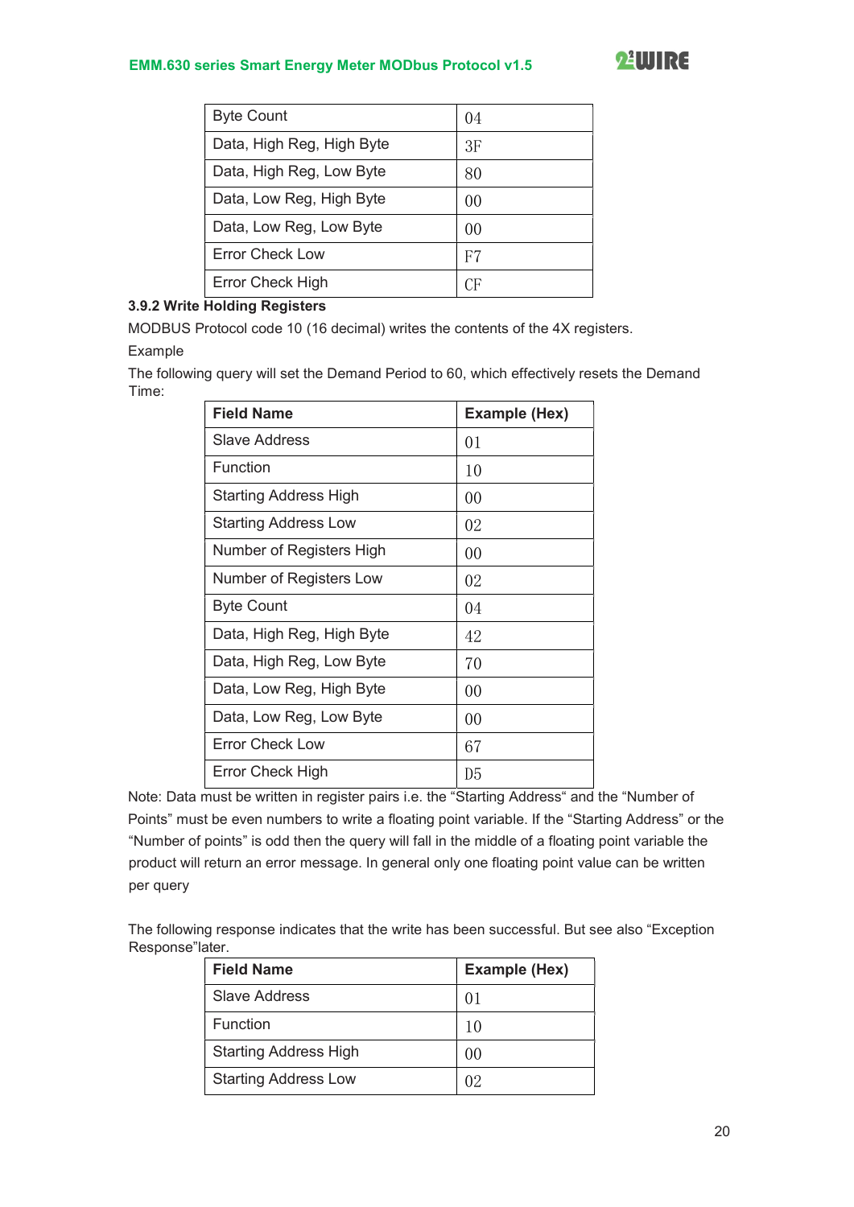| Byte Count | 04 |
|---|---|
| Data, High Reg, High Byte | 3F |
| Data, High Reg, Low Byte | 80 |
| Data, Low Reg, High Byte | 00 |
| Data, Low Reg, Low Byte | 00 |
| Error Check Low | F7 |
| Error Check High | CF |

### 3.9.2 Write Holding Registers

MODBUS Protocol code 10 (16 decimal) writes the contents of the 4X registers.

Example

The following query will set the Demand Period to 60, which effectively resets the Demand Time:

| Field Name | Example (Hex) |
|---|---|
| Slave Address | 01 |
| Function | 10 |
| Starting Address High | 00 |
| Starting Address Low | 02 |
| Number of Registers High | 00 |
| Number of Registers Low | 02 |
| Byte Count | 04 |
| Data, High Reg, High Byte | 42 |
| Data, High Reg, Low Byte | 70 |
| Data, Low Reg, High Byte | 00 |
| Data, Low Reg, Low Byte | 00 |
| Error Check Low | 67 |
| Error Check High | D5 |

Note: Data must be written in register pairs i.e. the "Starting Address" and the "Number of Points" must be even numbers to write a floating point variable. If the "Starting Address" or the "Number of points" is odd then the query will fall in the middle of a floating point variable the product will return an error message. In general only one floating point value can be written per query

The following response indicates that the write has been successful. But see also "Exception Response"later.

| Field Name | Example (Hex) |
|---|---|
| Slave Address | 01 |
| Function | 10 |
| Starting Address High | 00 |
| Starting Address Low | 02 |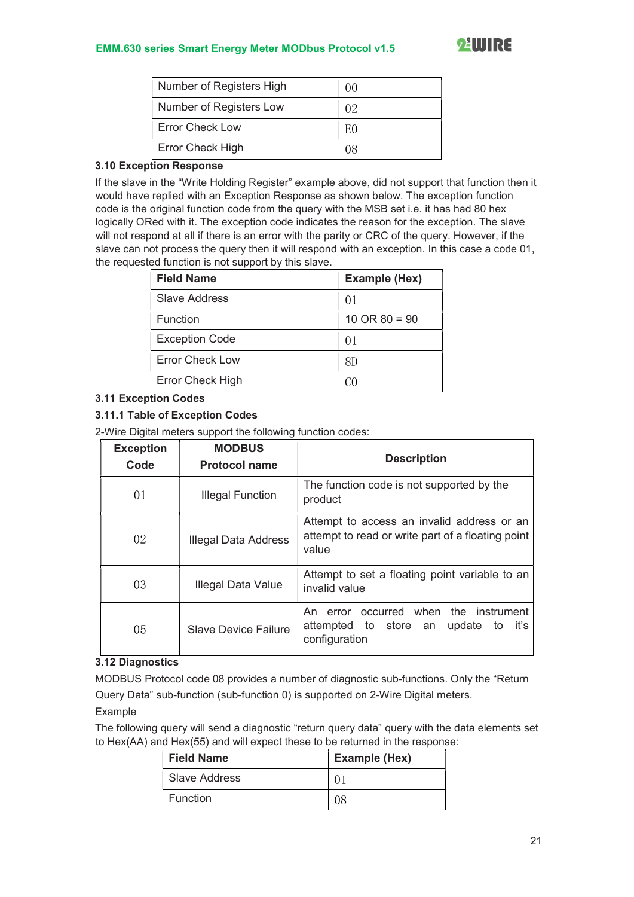| Number of Registers High | 00 |
|---|---|
| Number of Registers Low | 02 |
| Error Check Low | E0 |
| Error Check High | 08 |

### 3.10 Exception Response

If the slave in the "Write Holding Register" example above, did not support that function then it would have replied with an Exception Response as shown below. The exception function code is the original function code from the query with the MSB set i.e. it has had 80 hex logically ORed with it. The exception code indicates the reason for the exception. The slave will not respond at all if there is an error with the parity or CRC of the query. However, if the slave can not process the query then it will respond with an exception. In this case a code 01, the requested function is not support by this slave.

| Field Name | Example (Hex) |
|---|---|
| Slave Address | 01 |
| Function | 10 OR 80 = 90 |
| Exception Code | 01 |
| Error Check Low | 8D |
| Error Check High | C0 |

### 3.11 Exception Codes

#### 3.11.1 Table of Exception Codes

2-Wire Digital meters support the following function codes:

| Exception Code | MODBUS Protocol name | Description |
|---|---|---|
| 01 | Illegal Function | The function code is not supported by the product |
| 02 | Illegal Data Address | Attempt to access an invalid address or an attempt to read or write part of a floating point value |
| 03 | Illegal Data Value | Attempt to set a floating point variable to an invalid value |
| 05 | Slave Device Failure | An error occurred when the instrument attempted to store an update to it's configuration |

### 3.12 Diagnostics

MODBUS Protocol code 08 provides a number of diagnostic sub-functions. Only the "Return Query Data" sub-function (sub-function 0) is supported on 2-Wire Digital meters.

Example

The following query will send a diagnostic "return query data" query with the data elements set to Hex(AA) and Hex(55) and will expect these to be returned in the response:

| Field Name | Example (Hex) |
|---|---|
| Slave Address | 01 |
| Function | 08 |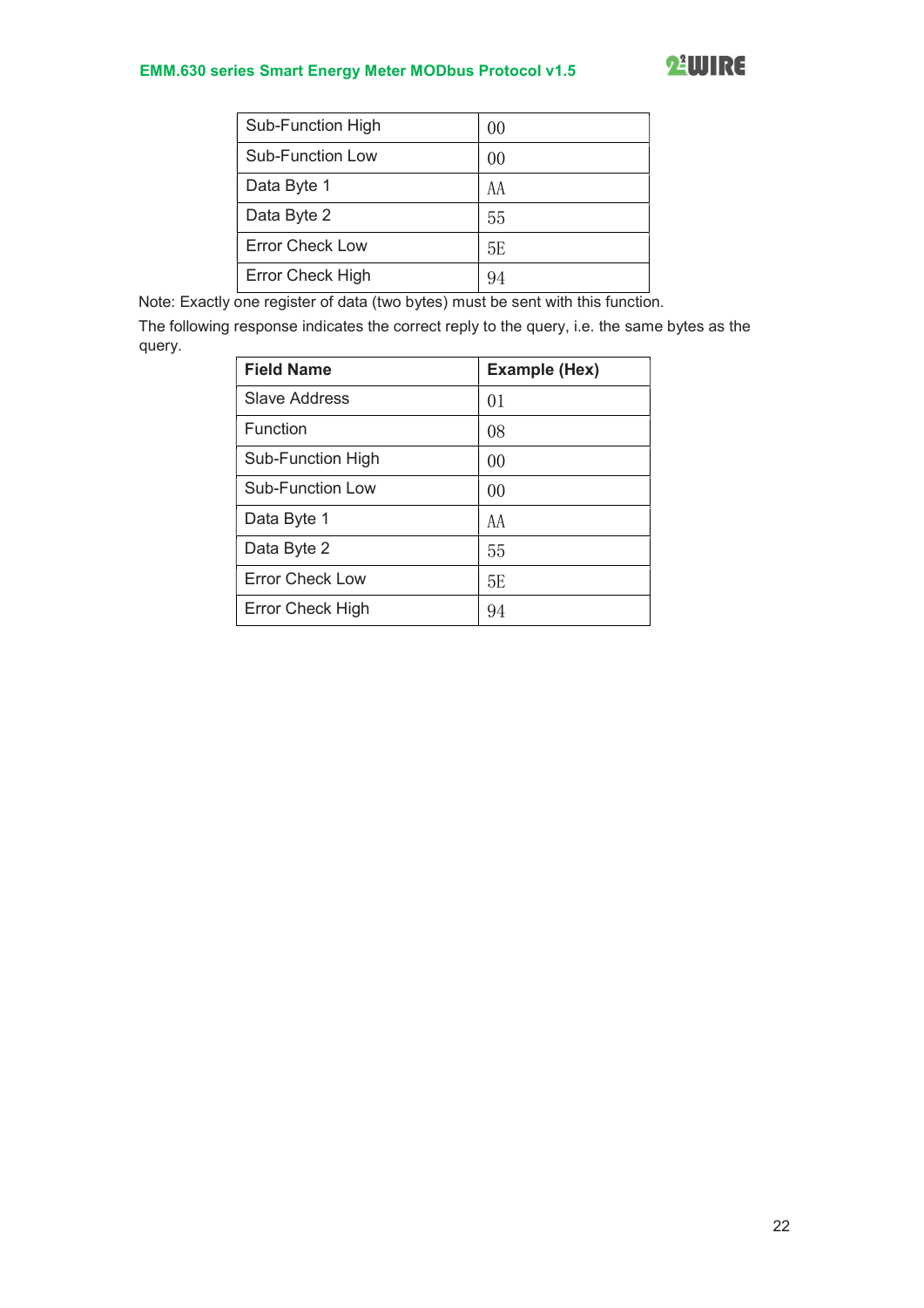| | |
|---|---|
| Sub-Function High | 00 |
| Sub-Function Low | 00 |
| Data Byte 1 | AA |
| Data Byte 2 | 55 |
| Error Check Low | 5E |
| Error Check High | 94 |

Note: Exactly one register of data (two bytes) must be sent with this function.

The following response indicates the correct reply to the query, i.e. the same bytes as the query.

| Field Name | Example (Hex) |
|---|---|
| Slave Address | 01 |
| Function | 08 |
| Sub-Function High | 00 |
| Sub-Function Low | 00 |
| Data Byte 1 | AA |
| Data Byte 2 | 55 |
| Error Check Low | 5E |
| Error Check High | 94 |